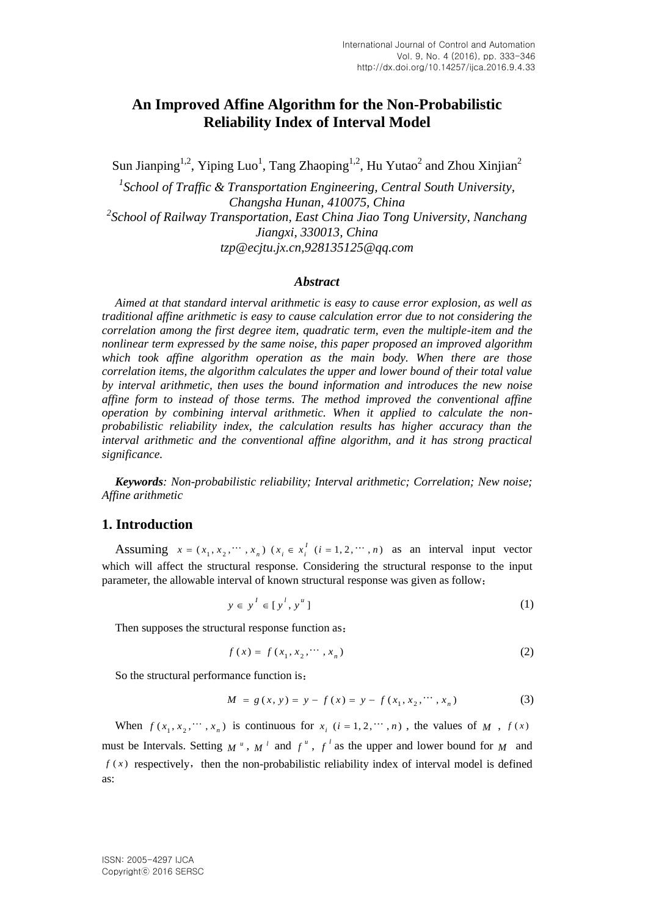# An Improved Affine Algorithm for the Non-Probabilistic Reliability Index of Interval Model

Sun Jianping[1,2], Yiping Luo[1], Tang Zhaoping[1,2], Hu Yutao[2] and Zhou Xinjian[2]

[1]*School of Traffic & Transportation Engineering, Central South University, Changsha Hunan, 410075, China*
[2]*School of Railway Transportation, East China Jiao Tong University, Nanchang Jiangxi, 330013, China*
*tzp@ecjtu.jx.cn,928135125@qq.com*

### *Abstract*

*Aimed at that standard interval arithmetic is easy to cause error explosion, as well as traditional affine arithmetic is easy to cause calculation error due to not considering the correlation among the first degree item, quadratic term, even the multiple-item and the nonlinear term expressed by the same noise, this paper proposed an improved algorithm which took affine algorithm operation as the main body. When there are those correlation items, the algorithm calculates the upper and lower bound of their total value by interval arithmetic, then uses the bound information and introduces the new noise affine form to instead of those terms. The method improved the conventional affine operation by combining interval arithmetic. When it applied to calculate the non-probabilistic reliability index, the calculation results has higher accuracy than the interval arithmetic and the conventional affine algorithm, and it has strong practical significance.*

***Keywords****: Non-probabilistic reliability; Interval arithmetic; Correlation; New noise; Affine arithmetic*

## 1. Introduction

Assuming $x = (x_1, x_2, \cdots, x_n)$ $(x_i \in x_i^I \ (i = 1, 2, \cdots, n)$ as an interval input vector which will affect the structural response. Considering the structural response to the input parameter, the allowable interval of known structural response was given as follow：

$$y \in y^I \in [y^l, y^u] \tag{1}$$

Then supposes the structural response function as：

$$f(x) = f(x_1, x_2, \cdots, x_n) \tag{2}$$

So the structural performance function is：

$$M = g(x, y) = y - f(x) = y - f(x_1, x_2, \cdots, x_n) \tag{3}$$

When $f(x_1, x_2, \cdots, x_n)$ is continuous for $x_i$ $(i = 1, 2, \cdots, n)$, the values of $M$ , $f(x)$ must be Intervals. Setting $M^u$, $M^l$ and $f^u$, $f^l$ as the upper and lower bound for $M$ and $f(x)$ respectively，then the non-probabilistic reliability index of interval model is defined as: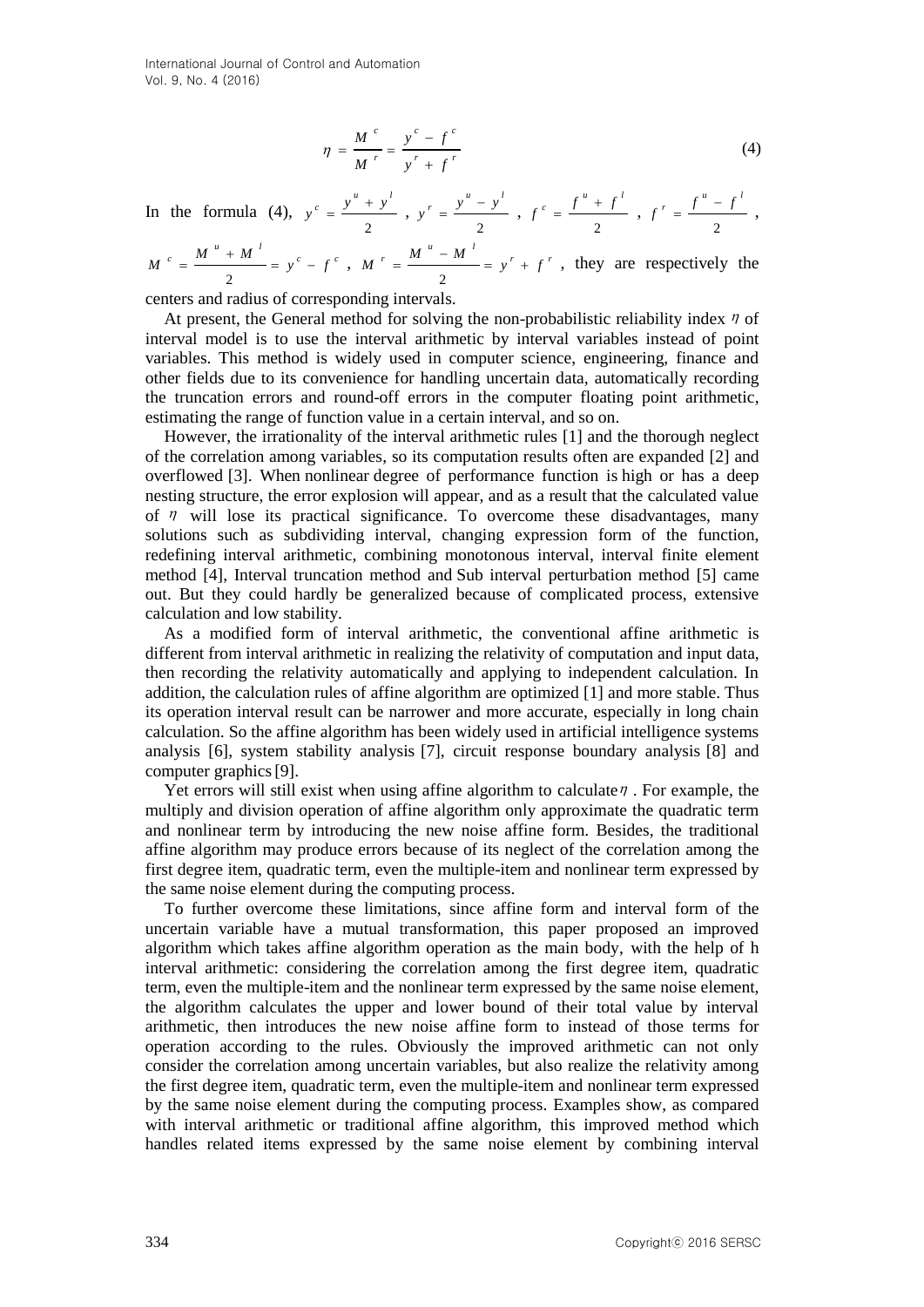$$\eta = \frac{M^c}{M^r} = \frac{y^c - f^c}{y^r + f^r} \tag{4}$$

In the formula (4), $y^c = \frac{y^u + y^l}{2}$, $y^r = \frac{y^u - y^l}{2}$, $f^c = \frac{f^u + f^l}{2}$, $f^r = \frac{f^u - f^l}{2}$, $M^c = \frac{M^u + M^l}{2} = y^c - f^c$, $M^r = \frac{M^u - M^l}{2} = y^r + f^r$, they are respectively the centers and radius of corresponding intervals.

At present, the General method for solving the non-probabilistic reliability index $\eta$ of interval model is to use the interval arithmetic by interval variables instead of point variables. This method is widely used in computer science, engineering, finance and other fields due to its convenience for handling uncertain data, automatically recording the truncation errors and round-off errors in the computer floating point arithmetic, estimating the range of function value in a certain interval, and so on.

However, the irrationality of the interval arithmetic rules [1] and the thorough neglect of the correlation among variables, so its computation results often are expanded [2] and overflowed [3]. When nonlinear degree of performance function is high or has a deep nesting structure, the error explosion will appear, and as a result that the calculated value of $\eta$ will lose its practical significance. To overcome these disadvantages, many solutions such as subdividing interval, changing expression form of the function, redefining interval arithmetic, combining monotonous interval, interval finite element method [4], Interval truncation method and Sub interval perturbation method [5] came out. But they could hardly be generalized because of complicated process, extensive calculation and low stability.

As a modified form of interval arithmetic, the conventional affine arithmetic is different from interval arithmetic in realizing the relativity of computation and input data, then recording the relativity automatically and applying to independent calculation. In addition, the calculation rules of affine algorithm are optimized [1] and more stable. Thus its operation interval result can be narrower and more accurate, especially in long chain calculation. So the affine algorithm has been widely used in artificial intelligence systems analysis [6], system stability analysis [7], circuit response boundary analysis [8] and computer graphics [9].

Yet errors will still exist when using affine algorithm to calculate $\eta$. For example, the multiply and division operation of affine algorithm only approximate the quadratic term and nonlinear term by introducing the new noise affine form. Besides, the traditional affine algorithm may produce errors because of its neglect of the correlation among the first degree item, quadratic term, even the multiple-item and nonlinear term expressed by the same noise element during the computing process.

To further overcome these limitations, since affine form and interval form of the uncertain variable have a mutual transformation, this paper proposed an improved algorithm which takes affine algorithm operation as the main body, with the help of h interval arithmetic: considering the correlation among the first degree item, quadratic term, even the multiple-item and the nonlinear term expressed by the same noise element, the algorithm calculates the upper and lower bound of their total value by interval arithmetic, then introduces the new noise affine form to instead of those terms for operation according to the rules. Obviously the improved arithmetic can not only consider the correlation among uncertain variables, but also realize the relativity among the first degree item, quadratic term, even the multiple-item and nonlinear term expressed by the same noise element during the computing process. Examples show, as compared with interval arithmetic or traditional affine algorithm, this improved method which handles related items expressed by the same noise element by combining interval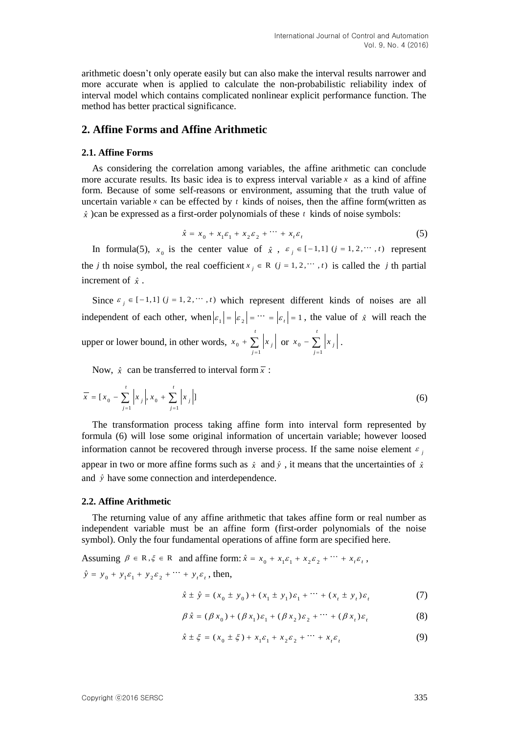arithmetic doesn't only operate easily but can also make the interval results narrower and more accurate when is applied to calculate the non-probabilistic reliability index of interval model which contains complicated nonlinear explicit performance function. The method has better practical significance.

## 2. Affine Forms and Affine Arithmetic

### 2.1. Affine Forms

As considering the correlation among variables, the affine arithmetic can conclude more accurate results. Its basic idea is to express interval variable $x$ as a kind of affine form. Because of some self-reasons or environment, assuming that the truth value of uncertain variable $x$ can be effected by $t$ kinds of noises, then the affine form(written as $\hat{x}$ )can be expressed as a first-order polynomials of these $t$ kinds of noise symbols:

$$\hat{x} = x_0 + x_1\varepsilon_1 + x_2\varepsilon_2 + \cdots + x_t\varepsilon_t \tag{5}$$

In formula(5), $x_0$ is the center value of $\hat{x}$ , $\varepsilon_j \in [-1,1]\ (j = 1, 2, \cdots, t)$ represent the $j$ th noise symbol, the real coefficient $x_j \in \mathrm{R}\ (j = 1, 2, \cdots, t)$ is called the $j$ th partial increment of $\hat{x}$ .

Since $\varepsilon_j \in [-1,1]\ (j = 1, 2, \cdots, t)$ which represent different kinds of noises are all independent of each other, when $|\varepsilon_1| = |\varepsilon_2| = \cdots = |\varepsilon_t| = 1$ , the value of $\hat{x}$ will reach the upper or lower bound, in other words, $x_0 + \sum_{j=1}^{t}|x_j|$ or $x_0 - \sum_{j=1}^{t}|x_j|$ .

Now, $\hat{x}$ can be transferred to interval form $\overline{x}$ :

$$\overline{x} = [x_0 - \sum_{j=1}^{t}|x_j|, x_0 + \sum_{j=1}^{t}|x_j|] \tag{6}$$

The transformation process taking affine form into interval form represented by formula (6) will lose some original information of uncertain variable; however loosed information cannot be recovered through inverse process. If the same noise element $\varepsilon_j$ appear in two or more affine forms such as $\hat{x}$ and $\hat{y}$ , it means that the uncertainties of $\hat{x}$ and $\hat{y}$ have some connection and interdependence.

### 2.2. Affine Arithmetic

The returning value of any affine arithmetic that takes affine form or real number as independent variable must be an affine form (first-order polynomials of the noise symbol). Only the four fundamental operations of affine form are specified here.

Assuming $\beta \in \mathrm{R}, \xi \in \mathrm{R}$ and affine form: $\hat{x} = x_0 + x_1\varepsilon_1 + x_2\varepsilon_2 + \cdots + x_t\varepsilon_t$ , $\hat{y} = y_0 + y_1\varepsilon_1 + y_2\varepsilon_2 + \cdots + y_t\varepsilon_t$ , then,

$$\hat{x} \pm \hat{y} = (x_0 \pm y_0) + (x_1 \pm y_1)\varepsilon_1 + \cdots + (x_t \pm y_t)\varepsilon_t \tag{7}$$

$$\beta\hat{x} = (\beta x_0) + (\beta x_1)\varepsilon_1 + (\beta x_2)\varepsilon_2 + \cdots + (\beta x_t)\varepsilon_t \tag{8}$$

$$\hat{x} \pm \xi = (x_0 \pm \xi) + x_1\varepsilon_1 + x_2\varepsilon_2 + \cdots + x_t\varepsilon_t \tag{9}$$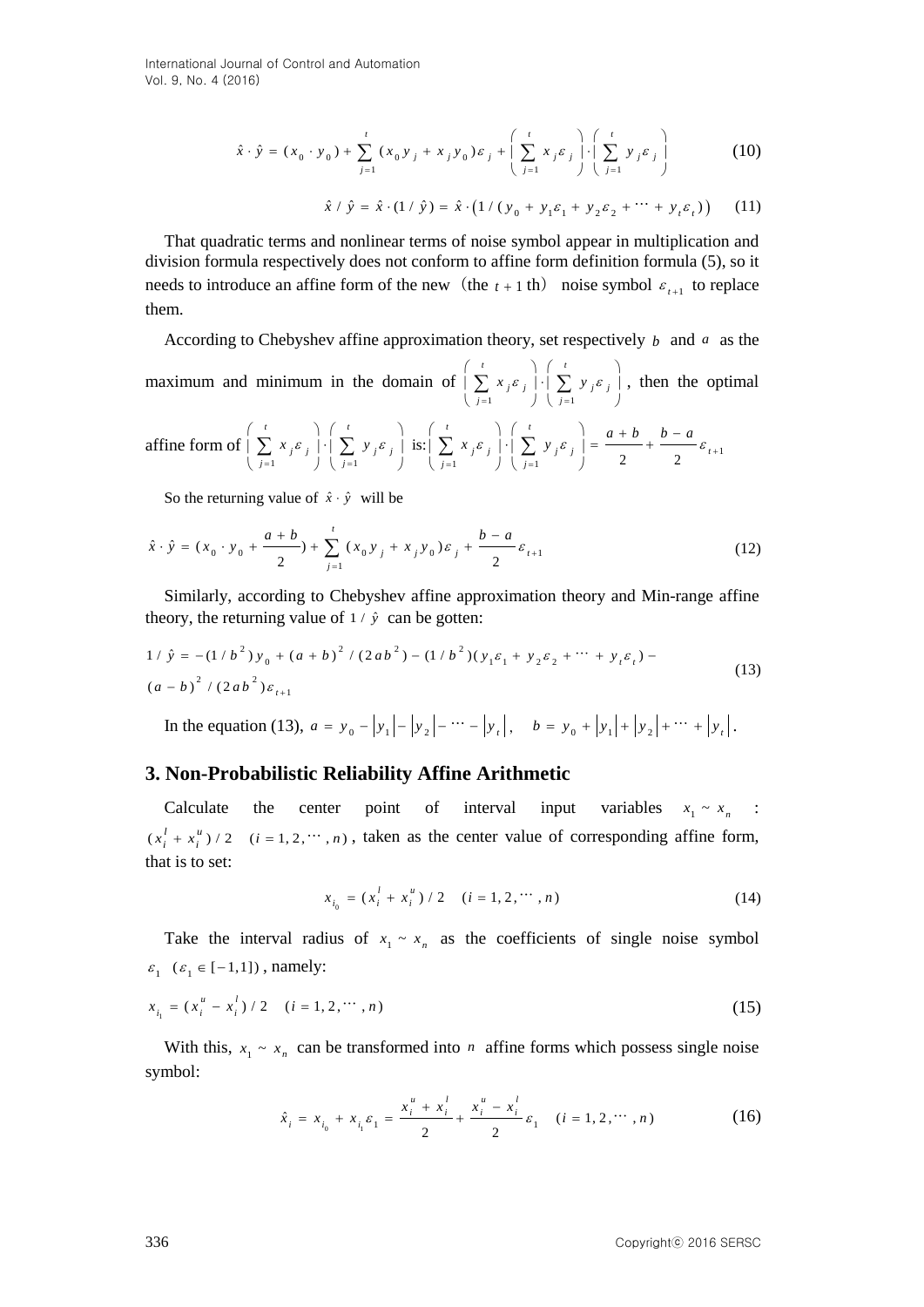$$\hat{x} \cdot \hat{y} = (x_0 \cdot y_0) + \sum_{j=1}^{t} (x_0 y_j + x_j y_0)\varepsilon_j + \left(\sum_{j=1}^{t} x_j \varepsilon_j\right) \cdot \left(\sum_{j=1}^{t} y_j \varepsilon_j\right) \tag{10}$$

$$\hat{x} / \hat{y} = \hat{x} \cdot (1/\hat{y}) = \hat{x} \cdot \left(1/(y_0 + y_1\varepsilon_1 + y_2\varepsilon_2 + \cdots + y_t\varepsilon_t)\right) \tag{11}$$

That quadratic terms and nonlinear terms of noise symbol appear in multiplication and division formula respectively does not conform to affine form definition formula (5), so it needs to introduce an affine form of the new（the $t+1$ th） noise symbol $\varepsilon_{t+1}$ to replace them.

According to Chebyshev affine approximation theory, set respectively $b$ and $a$ as the maximum and minimum in the domain of $\left(\sum_{j=1}^{t} x_j \varepsilon_j\right) \cdot \left(\sum_{j=1}^{t} y_j \varepsilon_j\right)$, then the optimal affine form of $\left(\sum_{j=1}^{t} x_j \varepsilon_j\right) \cdot \left(\sum_{j=1}^{t} y_j \varepsilon_j\right)$ is: $\left(\sum_{j=1}^{t} x_j \varepsilon_j\right) \cdot \left(\sum_{j=1}^{t} y_j \varepsilon_j\right) = \frac{a+b}{2} + \frac{b-a}{2}\varepsilon_{t+1}$

So the returning value of $\hat{x} \cdot \hat{y}$ will be

$$\hat{x} \cdot \hat{y} = (x_0 \cdot y_0 + \frac{a+b}{2}) + \sum_{j=1}^{t} (x_0 y_j + x_j y_0)\varepsilon_j + \frac{b-a}{2}\varepsilon_{t+1} \tag{12}$$

Similarly, according to Chebyshev affine approximation theory and Min-range affine theory, the returning value of $1/\hat{y}$ can be gotten:

$$1/\hat{y} = -(1/b^2)y_0 + (a+b)^2/(2ab^2) - (1/b^2)(y_1\varepsilon_1 + y_2\varepsilon_2 + \cdots + y_t\varepsilon_t) - (a-b)^2/(2ab^2)\varepsilon_{t+1} \tag{13}$$

In the equation (13), $a = y_0 - |y_1| - |y_2| - \cdots - |y_t|$, $b = y_0 + |y_1| + |y_2| + \cdots + |y_t|$.

## 3. Non-Probabilistic Reliability Affine Arithmetic

Calculate the center point of interval input variables $x_1 \sim x_n$ : $(x_i^l + x_i^u)/2 \quad (i = 1, 2, \cdots, n)$, taken as the center value of corresponding affine form, that is to set:

$$x_{i_0} = (x_i^l + x_i^u)/2 \quad (i = 1, 2, \cdots, n) \tag{14}$$

Take the interval radius of $x_1 \sim x_n$ as the coefficients of single noise symbol $\varepsilon_1 \quad (\varepsilon_1 \in [-1,1])$, namely:

$$x_{i_1} = (x_i^u - x_i^l)/2 \quad (i = 1, 2, \cdots, n) \tag{15}$$

With this, $x_1 \sim x_n$ can be transformed into $n$ affine forms which possess single noise symbol:

$$\hat{x}_i = x_{i_0} + x_{i_1}\varepsilon_1 = \frac{x_i^u + x_i^l}{2} + \frac{x_i^u - x_i^l}{2}\varepsilon_1 \quad (i = 1, 2, \cdots, n) \tag{16}$$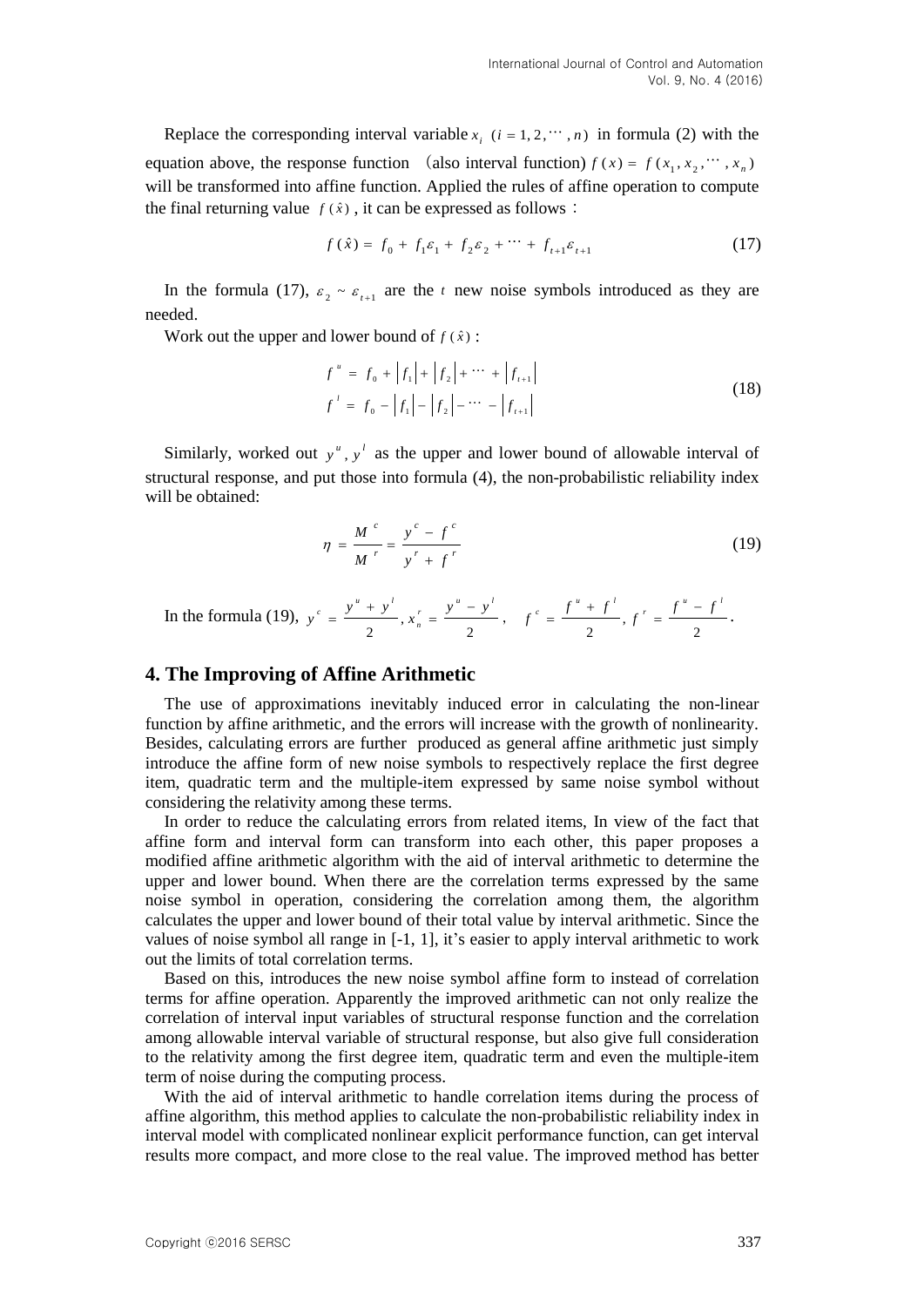Replace the corresponding interval variable $x_i$ $(i = 1, 2, \cdots, n)$ in formula (2) with the equation above, the response function (also interval function) $f(x) = f(x_1, x_2, \cdots, x_n)$ will be transformed into affine function. Applied the rules of affine operation to compute the final returning value $f(\hat{x})$, it can be expressed as follows:

$$f(\hat{x}) = f_0 + f_1\varepsilon_1 + f_2\varepsilon_2 + \cdots + f_{t+1}\varepsilon_{t+1} \tag{17}$$

In the formula (17), $\varepsilon_2 \sim \varepsilon_{t+1}$ are the $t$ new noise symbols introduced as they are needed.

Work out the upper and lower bound of $f(\hat{x})$:

$$\begin{aligned} f^u &= f_0 + |f_1| + |f_2| + \cdots + |f_{t+1}| \\ f^l &= f_0 - |f_1| - |f_2| - \cdots - |f_{t+1}| \end{aligned} \tag{18}$$

Similarly, worked out $y^u, y^l$ as the upper and lower bound of allowable interval of structural response, and put those into formula (4), the non-probabilistic reliability index will be obtained:

$$\eta = \frac{M^c}{M^r} = \frac{y^c - f^c}{y^r + f^r} \tag{19}$$

In the formula (19), $y^c = \dfrac{y^u + y^l}{2}, x_n^r = \dfrac{y^u - y^l}{2}$, $\quad f^c = \dfrac{f^u + f^l}{2}, f^r = \dfrac{f^u - f^l}{2}$.

## 4. The Improving of Affine Arithmetic

The use of approximations inevitably induced error in calculating the non-linear function by affine arithmetic, and the errors will increase with the growth of nonlinearity. Besides, calculating errors are further produced as general affine arithmetic just simply introduce the affine form of new noise symbols to respectively replace the first degree item, quadratic term and the multiple-item expressed by same noise symbol without considering the relativity among these terms.

In order to reduce the calculating errors from related items, In view of the fact that affine form and interval form can transform into each other, this paper proposes a modified affine arithmetic algorithm with the aid of interval arithmetic to determine the upper and lower bound. When there are the correlation terms expressed by the same noise symbol in operation, considering the correlation among them, the algorithm calculates the upper and lower bound of their total value by interval arithmetic. Since the values of noise symbol all range in [-1, 1], it's easier to apply interval arithmetic to work out the limits of total correlation terms.

Based on this, introduces the new noise symbol affine form to instead of correlation terms for affine operation. Apparently the improved arithmetic can not only realize the correlation of interval input variables of structural response function and the correlation among allowable interval variable of structural response, but also give full consideration to the relativity among the first degree item, quadratic term and even the multiple-item term of noise during the computing process.

With the aid of interval arithmetic to handle correlation items during the process of affine algorithm, this method applies to calculate the non-probabilistic reliability index in interval model with complicated nonlinear explicit performance function, can get interval results more compact, and more close to the real value. The improved method has better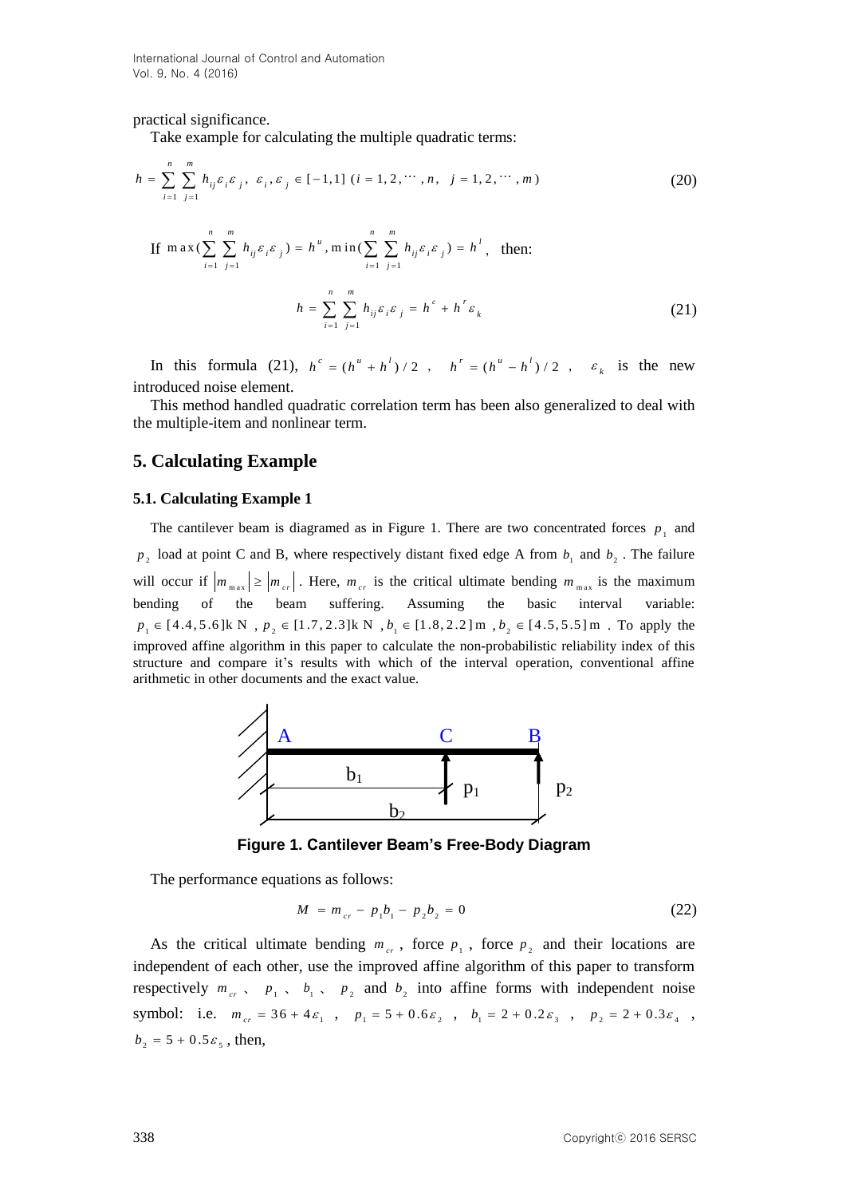practical significance.

Take example for calculating the multiple quadratic terms:

$$h = \sum_{i=1}^{n} \sum_{j=1}^{m} h_{ij} \varepsilon_i \varepsilon_j, \ \varepsilon_i, \varepsilon_j \in [-1,1] \ (i = 1, 2, \cdots, n, \ \ j = 1, 2, \cdots, m) \tag{20}$$

If $\max(\sum_{i=1}^{n} \sum_{j=1}^{m} h_{ij} \varepsilon_i \varepsilon_j) = h^u$, $\min(\sum_{i=1}^{n} \sum_{j=1}^{m} h_{ij} \varepsilon_i \varepsilon_j) = h^l$, then:

$$h = \sum_{i=1}^{n} \sum_{j=1}^{m} h_{ij} \varepsilon_i \varepsilon_j = h^c + h^r \varepsilon_k \tag{21}$$

In this formula (21), $h^c = (h^u + h^l)/2$ , $h^r = (h^u - h^l)/2$ , $\varepsilon_k$ is the new introduced noise element.

This method handled quadratic correlation term has been also generalized to deal with the multiple-item and nonlinear term.

## 5. Calculating Example

### 5.1. Calculating Example 1

The cantilever beam is diagramed as in Figure 1. There are two concentrated forces $p_1$ and $p_2$ load at point C and B, where respectively distant fixed edge A from $b_1$ and $b_2$. The failure will occur if $|m_{\max}| \geq |m_{cr}|$. Here, $m_{cr}$ is the critical ultimate bending $m_{\max}$ is the maximum bending of the beam suffering. Assuming the basic interval variable: $p_1 \in [4.4, 5.6]$kN , $p_2 \in [1.7, 2.3]$kN , $b_1 \in [1.8, 2.2]$m , $b_2 \in [4.5, 5.5]$m . To apply the improved affine algorithm in this paper to calculate the non-probabilistic reliability index of this structure and compare it's results with which of the interval operation, conventional affine arithmetic in other documents and the exact value.

**Figure 1. Cantilever Beam's Free-Body Diagram**

The performance equations as follows:

$$M = m_{cr} - p_1 b_1 - p_2 b_2 = 0 \tag{22}$$

As the critical ultimate bending $m_{cr}$, force $p_1$, force $p_2$ and their locations are independent of each other, use the improved affine algorithm of this paper to transform respectively $m_{cr}$ 、 $p_1$ 、 $b_1$ 、 $p_2$ and $b_2$ into affine forms with independent noise symbol: i.e. $m_{cr} = 36 + 4\varepsilon_1$ , $p_1 = 5 + 0.6\varepsilon_2$ , $b_1 = 2 + 0.2\varepsilon_3$ , $p_2 = 2 + 0.3\varepsilon_4$ , $b_2 = 5 + 0.5\varepsilon_5$, then,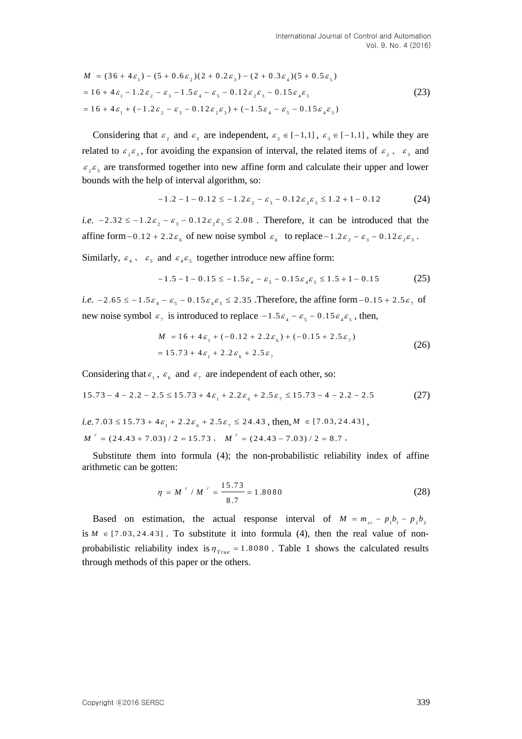$$
\begin{aligned}
M &= (36 + 4\varepsilon_1) - (5 + 0.6\varepsilon_2)(2 + 0.2\varepsilon_3) - (2 + 0.3\varepsilon_4)(5 + 0.5\varepsilon_5) \\
&= 16 + 4\varepsilon_1 - 1.2\varepsilon_2 - \varepsilon_3 - 1.5\varepsilon_4 - \varepsilon_5 - 0.12\varepsilon_2\varepsilon_3 - 0.15\varepsilon_4\varepsilon_5 \\
&= 16 + 4\varepsilon_1 + (-1.2\varepsilon_2 - \varepsilon_3 - 0.12\varepsilon_2\varepsilon_3) + (-1.5\varepsilon_4 - \varepsilon_5 - 0.15\varepsilon_4\varepsilon_5)
\end{aligned}
\tag{23}
$$

Considering that $\varepsilon_2$ and $\varepsilon_3$ are independent, $\varepsilon_2 \in [-1,1]$, $\varepsilon_3 \in [-1,1]$, while they are related to $\varepsilon_2\varepsilon_3$, for avoiding the expansion of interval, the related items of $\varepsilon_2$、 $\varepsilon_3$ and $\varepsilon_2\varepsilon_3$ are transformed together into new affine form and calculate their upper and lower bounds with the help of interval algorithm, so:

$$
-1.2 - 1 - 0.12 \le -1.2\varepsilon_2 - \varepsilon_3 - 0.12\varepsilon_2\varepsilon_3 \le 1.2 + 1 - 0.12 \tag{24}
$$

*i.e.* $-2.32 \le -1.2\varepsilon_2 - \varepsilon_3 - 0.12\varepsilon_2\varepsilon_3 \le 2.08$ . Therefore, it can be introduced that the affine form $-0.12 + 2.2\varepsilon_6$ of new noise symbol $\varepsilon_6$ to replace $-1.2\varepsilon_2 - \varepsilon_3 - 0.12\varepsilon_2\varepsilon_3$ .

Similarly, $\varepsilon_4$、 $\varepsilon_5$ and $\varepsilon_4\varepsilon_5$ together introduce new affine form:

$$
-1.5 - 1 - 0.15 \le -1.5\varepsilon_4 - \varepsilon_5 - 0.15\varepsilon_4\varepsilon_5 \le 1.5 + 1 - 0.15 \tag{25}
$$

*i.e.* $-2.65 \le -1.5\varepsilon_4 - \varepsilon_5 - 0.15\varepsilon_4\varepsilon_5 \le 2.35$ .Therefore, the affine form $-0.15 + 2.5\varepsilon_7$ of new noise symbol $\varepsilon_7$ is introduced to replace $-1.5\varepsilon_4 - \varepsilon_5 - 0.15\varepsilon_4\varepsilon_5$ , then,

$$
\begin{aligned}
M &= 16 + 4\varepsilon_1 + (-0.12 + 2.2\varepsilon_6) + (-0.15 + 2.5\varepsilon_7) \\
&= 15.73 + 4\varepsilon_1 + 2.2\varepsilon_6 + 2.5\varepsilon_7
\end{aligned}
\tag{26}
$$

Considering that $\varepsilon_1$ , $\varepsilon_6$ and $\varepsilon_7$ are independent of each other, so:

$$
15.73 - 4 - 2.2 - 2.5 \le 15.73 + 4\varepsilon_1 + 2.2\varepsilon_6 + 2.5\varepsilon_7 \le 15.73 - 4 - 2.2 - 2.5 \tag{27}
$$

*i.e.* $7.03 \le 15.73 + 4\varepsilon_1 + 2.2\varepsilon_6 + 2.5\varepsilon_7 \le 24.43$ , then, $M \in [7.03, 24.43]$ ,
$M^c = (24.43 + 7.03)/2 = 15.73$ ,  $M^r = (24.43 - 7.03)/2 = 8.7$ .

Substitute them into formula (4); the non-probabilistic reliability index of affine arithmetic can be gotten:

$$
\eta = M^c / M^r = \frac{15.73}{8.7} = 1.8080 \tag{28}
$$

Based on estimation, the actual response interval of $M = m_{cr} - p_1 b_1 - p_2 b_2$ is $M \in [7.03, 24.43]$ . To substitute it into formula (4), then the real value of non-probabilistic reliability index is $\eta_{True} = 1.8080$ . Table 1 shows the calculated results through methods of this paper or the others.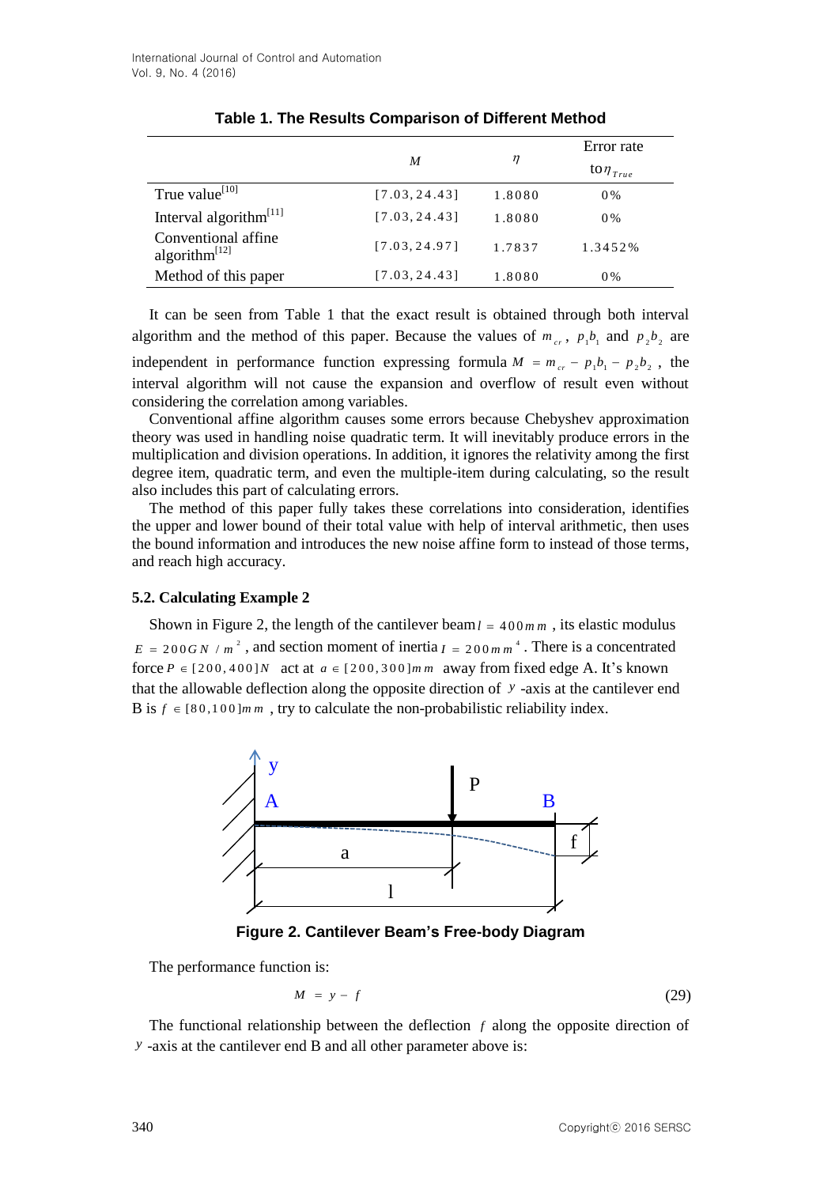**Table 1. The Results Comparison of Different Method**

| | $M$ | $\eta$ | Error rate to $\eta_{True}$ |
|---|---|---|---|
| True value[10] | [7.03, 24.43] | 1.8080 | 0% |
| Interval algorithm[11] | [7.03, 24.43] | 1.8080 | 0% |
| Conventional affine algorithm[12] | [7.03, 24.97] | 1.7837 | 1.3452% |
| Method of this paper | [7.03, 24.43] | 1.8080 | 0% |

It can be seen from Table 1 that the exact result is obtained through both interval algorithm and the method of this paper. Because the values of $m_{cr}$, $p_1 b_1$ and $p_2 b_2$ are independent in performance function expressing formula $M = m_{cr} - p_1 b_1 - p_2 b_2$, the interval algorithm will not cause the expansion and overflow of result even without considering the correlation among variables.

Conventional affine algorithm causes some errors because Chebyshev approximation theory was used in handling noise quadratic term. It will inevitably produce errors in the multiplication and division operations. In addition, it ignores the relativity among the first degree item, quadratic term, and even the multiple-item during calculating, so the result also includes this part of calculating errors.

The method of this paper fully takes these correlations into consideration, identifies the upper and lower bound of their total value with help of interval arithmetic, then uses the bound information and introduces the new noise affine form to instead of those terms, and reach high accuracy.

### 5.2. Calculating Example 2

Shown in Figure 2, the length of the cantilever beam $l = 400mm$, its elastic modulus $E = 200GN / m^2$, and section moment of inertia $I = 200mm^4$. There is a concentrated force $P \in [200, 400]N$ act at $a \in [200, 300]mm$ away from fixed edge A. It's known that the allowable deflection along the opposite direction of $y$ -axis at the cantilever end B is $f \in [80, 100]mm$, try to calculate the non-probabilistic reliability index.

**Figure 2. Cantilever Beam's Free-body Diagram**

The performance function is:

$$M = y - f \tag{29}$$

The functional relationship between the deflection $f$ along the opposite direction of $y$ -axis at the cantilever end B and all other parameter above is: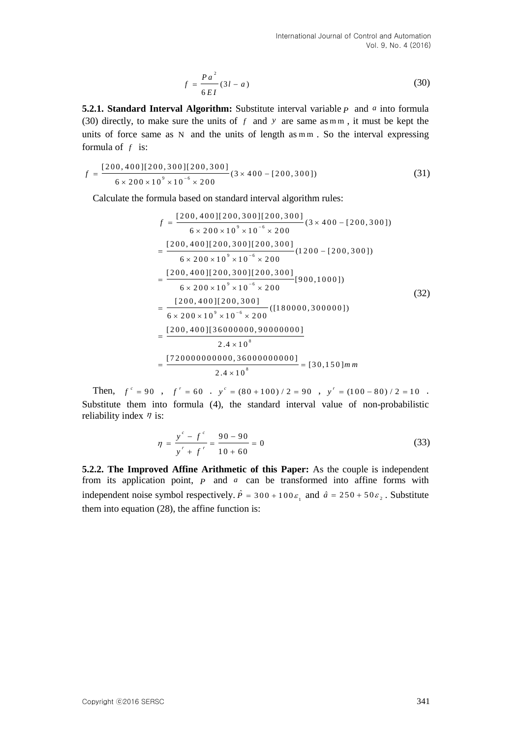$$f = \frac{Pa^2}{6EI}(3l - a) \tag{30}$$

**5.2.1. Standard Interval Algorithm:** Substitute interval variable $P$ and $a$ into formula (30) directly, to make sure the units of $f$ and $y$ are same as $\mathrm{mm}$, it must be kept the units of force same as N and the units of length as $\mathrm{mm}$. So the interval expressing formula of $f$ is:

$$f = \frac{[200,400][200,300][200,300]}{6 \times 200 \times 10^9 \times 10^{-6} \times 200}(3 \times 400 - [200,300]) \tag{31}$$

Calculate the formula based on standard interval algorithm rules:

$$\begin{aligned}
f &= \frac{[200,400][200,300][200,300]}{6 \times 200 \times 10^9 \times 10^{-6} \times 200}(3 \times 400 - [200,300]) \\
&= \frac{[200,400][200,300][200,300]}{6 \times 200 \times 10^9 \times 10^{-6} \times 200}(1200 - [200,300]) \\
&= \frac{[200,400][200,300][200,300]}{6 \times 200 \times 10^9 \times 10^{-6} \times 200}[900,1000]) \\
&= \frac{[200,400][200,300]}{6 \times 200 \times 10^9 \times 10^{-6} \times 200}([180000,300000]) \\
&= \frac{[200,400][36000000,90000000]}{2.4 \times 10^8} \\
&= \frac{[720000000000,36000000000]}{2.4 \times 10^8} = [30,150]mm
\end{aligned} \tag{32}$$

Then, $f^c = 90$ , $f^r = 60$ . $y^c = (80+100)/2 = 90$ , $y^r = (100-80)/2 = 10$ . Substitute them into formula (4), the standard interval value of non-probabilistic reliability index $\eta$ is:

$$\eta = \frac{y^c - f^c}{y^r + f^r} = \frac{90 - 90}{10 + 60} = 0 \tag{33}$$

**5.2.2. The Improved Affine Arithmetic of this Paper:** As the couple is independent from its application point, $P$ and $a$ can be transformed into affine forms with independent noise symbol respectively. $\hat{P} = 300 + 100\varepsilon_1$ and $\hat{a} = 250 + 50\varepsilon_2$. Substitute them into equation (28), the affine function is: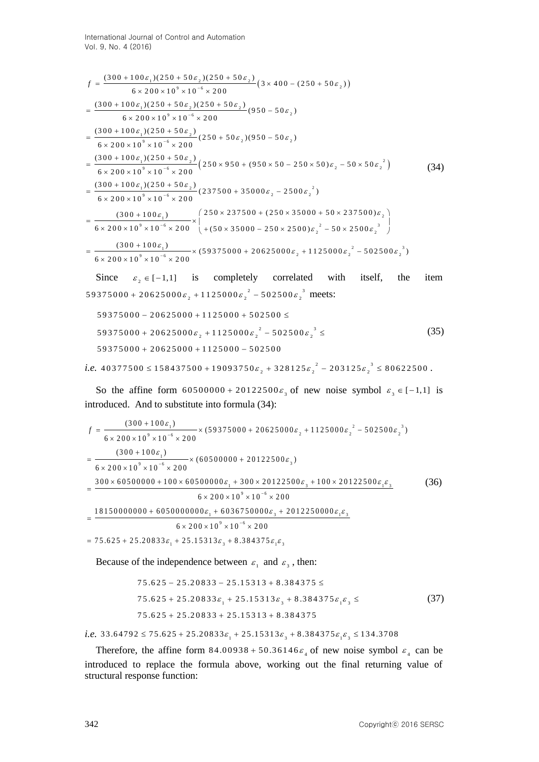$$
\begin{aligned}
f &= \frac{(300+100\varepsilon_1)(250+50\varepsilon_2)(250+50\varepsilon_2)}{6\times 200\times 10^9\times 10^{-6}\times 200}\left(3\times 400-(250+50\varepsilon_2)\right) \\
&= \frac{(300+100\varepsilon_1)(250+50\varepsilon_2)(250+50\varepsilon_2)}{6\times 200\times 10^9\times 10^{-6}\times 200}(950-50\varepsilon_2) \\
&= \frac{(300+100\varepsilon_1)(250+50\varepsilon_2)}{6\times 200\times 10^9\times 10^{-6}\times 200}(250+50\varepsilon_2)(950-50\varepsilon_2) \\
&= \frac{(300+100\varepsilon_1)(250+50\varepsilon_2)}{6\times 200\times 10^9\times 10^{-6}\times 200}\left(250\times 950+(950\times 50-250\times 50)\varepsilon_2-50\times 50{\varepsilon_2}^2\right) \\
&= \frac{(300+100\varepsilon_1)(250+50\varepsilon_2)}{6\times 200\times 10^9\times 10^{-6}\times 200}(237500+35000\varepsilon_2-2500{\varepsilon_2}^2) \\
&= \frac{(300+100\varepsilon_1)}{6\times 200\times 10^9\times 10^{-6}\times 200}\times\begin{pmatrix} 250\times 237500+(250\times 35000+50\times 237500)\varepsilon_2 \\ +(50\times 35000-250\times 2500){\varepsilon_2}^2-50\times 2500{\varepsilon_2}^3 \end{pmatrix} \\
&= \frac{(300+100\varepsilon_1)}{6\times 200\times 10^9\times 10^{-6}\times 200}\times(59375000+20625000\varepsilon_2+1125000{\varepsilon_2}^2-502500{\varepsilon_2}^3)
\end{aligned}
\tag{34}
$$

Since $\varepsilon_2 \in [-1,1]$ is completely correlated with itself, the item $59375000+20625000\varepsilon_2+1125000{\varepsilon_2}^2-502500{\varepsilon_2}^3$ meets:

$$
\begin{aligned}
&59375000-20625000+1125000+502500 \le \\
&59375000+20625000\varepsilon_2+1125000{\varepsilon_2}^2-502500{\varepsilon_2}^3 \le \\
&59375000+20625000+1125000-502500
\end{aligned}
\tag{35}
$$

*i.e.* $40377500 \le 158437500+19093750\varepsilon_2+328125{\varepsilon_2}^2-203125{\varepsilon_2}^3 \le 80622500$.

So the affine form $60500000+20122500\varepsilon_3$ of new noise symbol $\varepsilon_3 \in [-1,1]$ is introduced. And to substitute into formula (34):

$$
\begin{aligned}
f &= \frac{(300+100\varepsilon_1)}{6\times 200\times 10^9\times 10^{-6}\times 200}\times(59375000+20625000\varepsilon_2+1125000{\varepsilon_2}^2-502500{\varepsilon_2}^3) \\
&= \frac{(300+100\varepsilon_1)}{6\times 200\times 10^9\times 10^{-6}\times 200}\times(60500000+20122500\varepsilon_3) \\
&= \frac{300\times 60500000+100\times 60500000\varepsilon_1+300\times 20122500\varepsilon_3+100\times 20122500\varepsilon_1\varepsilon_3}{6\times 200\times 10^9\times 10^{-6}\times 200} \\
&= \frac{18150000000+6050000000\varepsilon_1+6036750000\varepsilon_3+2012250000\varepsilon_1\varepsilon_3}{6\times 200\times 10^9\times 10^{-6}\times 200} \\
&= 75.625+25.20833\varepsilon_1+25.15313\varepsilon_3+8.384375\varepsilon_1\varepsilon_3
\end{aligned}
\tag{36}
$$

Because of the independence between $\varepsilon_1$ and $\varepsilon_3$, then:

$$
\begin{aligned}
&75.625-25.20833-25.15313+8.384375 \le \\
&75.625+25.20833\varepsilon_1+25.15313\varepsilon_3+8.384375\varepsilon_1\varepsilon_3 \le \\
&75.625+25.20833+25.15313+8.384375
\end{aligned}
\tag{37}
$$

*i.e.* $33.64792 \le 75.625+25.20833\varepsilon_1+25.15313\varepsilon_3+8.384375\varepsilon_1\varepsilon_3 \le 134.3708$

Therefore, the affine form $84.00938+50.36146\varepsilon_4$ of new noise symbol $\varepsilon_4$ can be introduced to replace the formula above, working out the final returning value of structural response function: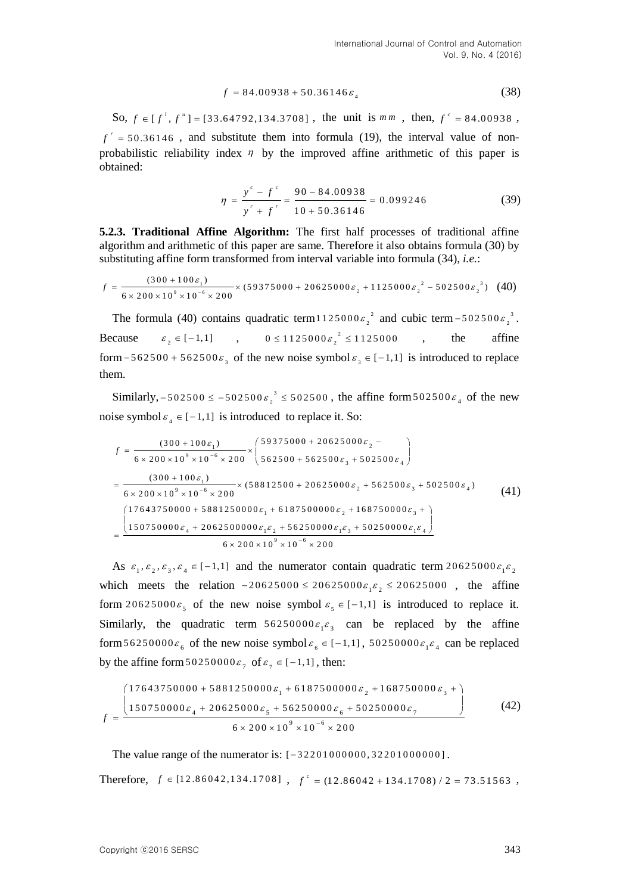$$f = 84.00938 + 50.36146\varepsilon_4 \tag{38}$$

So, $f \in [f^l, f^u] = [33.64792, 134.3708]$, the unit is $mm$, then, $f^c = 84.00938$, $f^r = 50.36146$, and substitute them into formula (19), the interval value of non-probabilistic reliability index $\eta$ by the improved affine arithmetic of this paper is obtained:

$$\eta = \frac{y^c - f^c}{y^r + f^r} = \frac{90 - 84.00938}{10 + 50.36146} = 0.099246 \tag{39}$$

**5.2.3. Traditional Affine Algorithm:** The first half processes of traditional affine algorithm and arithmetic of this paper are same. Therefore it also obtains formula (30) by substituting affine form transformed from interval variable into formula (34), *i.e.*:

$$f = \frac{(300 + 100\varepsilon_1)}{6 \times 200 \times 10^9 \times 10^{-6} \times 200} \times (59375000 + 20625000\varepsilon_2 + 1125000\varepsilon_2^{\ 2} - 502500\varepsilon_2^{\ 3}) \tag{40}$$

The formula (40) contains quadratic term $1125000\varepsilon_2^{\ 2}$ and cubic term $-502500\varepsilon_2^{\ 3}$. Because $\varepsilon_2 \in [-1,1]$, $0 \le 1125000\varepsilon_2^{\ 2} \le 1125000$, the affine form $-562500 + 562500\varepsilon_3$ of the new noise symbol $\varepsilon_3 \in [-1,1]$ is introduced to replace them.

Similarly, $-502500 \le -502500\varepsilon_2^{\ 3} \le 502500$, the affine form $502500\varepsilon_4$ of the new noise symbol $\varepsilon_4 \in [-1,1]$ is introduced to replace it. So:

$$\begin{aligned} f &= \frac{(300 + 100\varepsilon_1)}{6 \times 200 \times 10^9 \times 10^{-6} \times 200} \times \begin{pmatrix} 59375000 + 20625000\varepsilon_2 - \\ 562500 + 562500\varepsilon_3 + 502500\varepsilon_4 \end{pmatrix} \\ &= \frac{(300 + 100\varepsilon_1)}{6 \times 200 \times 10^9 \times 10^{-6} \times 200} \times (58812500 + 20625000\varepsilon_2 + 562500\varepsilon_3 + 502500\varepsilon_4) \\ &= \frac{\begin{pmatrix} 17643750000 + 5881250000\varepsilon_1 + 6187500000\varepsilon_2 + 168750000\varepsilon_3 + \\ 150750000\varepsilon_4 + 2062500000\varepsilon_1\varepsilon_2 + 56250000\varepsilon_1\varepsilon_3 + 50250000\varepsilon_1\varepsilon_4 \end{pmatrix}}{6 \times 200 \times 10^9 \times 10^{-6} \times 200} \end{aligned} \tag{41}$$

As $\varepsilon_1, \varepsilon_2, \varepsilon_3, \varepsilon_4 \in [-1,1]$ and the numerator contain quadratic term $20625000\varepsilon_1\varepsilon_2$ which meets the relation $-20625000 \le 20625000\varepsilon_1\varepsilon_2 \le 20625000$, the affine form $20625000\varepsilon_5$ of the new noise symbol $\varepsilon_5 \in [-1,1]$ is introduced to replace it. Similarly, the quadratic term $56250000\varepsilon_1\varepsilon_3$ can be replaced by the affine form $56250000\varepsilon_6$ of the new noise symbol $\varepsilon_6 \in [-1,1]$, $50250000\varepsilon_1\varepsilon_4$ can be replaced by the affine form $50250000\varepsilon_7$ of $\varepsilon_7 \in [-1,1]$, then:

$$f = \frac{\begin{pmatrix} 17643750000 + 5881250000\varepsilon_1 + 6187500000\varepsilon_2 + 168750000\varepsilon_3 + \\ 150750000\varepsilon_4 + 20625000\varepsilon_5 + 56250000\varepsilon_6 + 50250000\varepsilon_7 \end{pmatrix}}{6 \times 200 \times 10^9 \times 10^{-6} \times 200} \tag{42}$$

The value range of the numerator is: $[-32201000000, 32201000000]$.

Therefore, $f \in [12.86042, 134.1708]$, $f^c = (12.86042 + 134.1708)/2 = 73.51563$,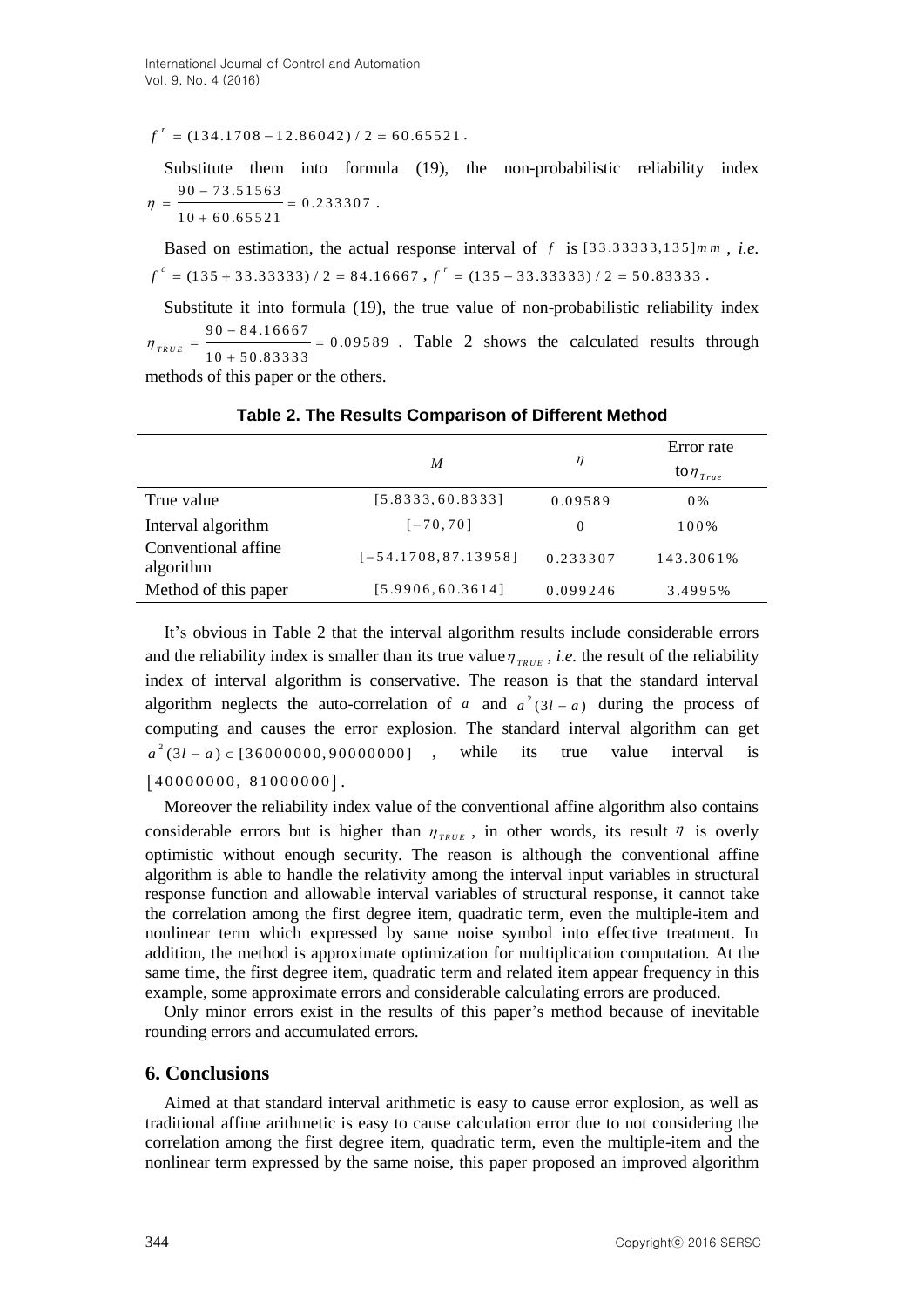$f^{r} = (134.1708 - 12.86042)/2 = 60.65521$.

Substitute them into formula (19), the non-probabilistic reliability index $\eta = \dfrac{90 - 73.51563}{10 + 60.65521} = 0.233307$.

Based on estimation, the actual response interval of $f$ is $[33.33333, 135]mm$, *i.e.* $f^{c} = (135 + 33.33333)/2 = 84.16667$, $f^{r} = (135 - 33.33333)/2 = 50.83333$.

Substitute it into formula (19), the true value of non-probabilistic reliability index $\eta_{TRUE} = \dfrac{90 - 84.16667}{10 + 50.83333} = 0.09589$. Table 2 shows the calculated results through methods of this paper or the others.

**Table 2. The Results Comparison of Different Method**

| | $M$ | $\eta$ | Error rate to $\eta_{True}$ |
|---|---|---|---|
| True value | $[5.8333, 60.8333]$ | 0.09589 | 0% |
| Interval algorithm | $[-70, 70]$ | 0 | 100% |
| Conventional affine algorithm | $[-54.1708, 87.13958]$ | 0.233307 | 143.3061% |
| Method of this paper | $[5.9906, 60.3614]$ | 0.099246 | 3.4995% |

It's obvious in Table 2 that the interval algorithm results include considerable errors and the reliability index is smaller than its true value $\eta_{TRUE}$, *i.e.* the result of the reliability index of interval algorithm is conservative. The reason is that the standard interval algorithm neglects the auto-correlation of $a$ and $a^{2}(3l - a)$ during the process of computing and causes the error explosion. The standard interval algorithm can get $a^{2}(3l - a) \in [36000000, 90000000]$, while its true value interval is $[40000000, 81000000]$.

Moreover the reliability index value of the conventional affine algorithm also contains considerable errors but is higher than $\eta_{TRUE}$, in other words, its result $\eta$ is overly optimistic without enough security. The reason is although the conventional affine algorithm is able to handle the relativity among the interval input variables in structural response function and allowable interval variables of structural response, it cannot take the correlation among the first degree item, quadratic term, even the multiple-item and nonlinear term which expressed by same noise symbol into effective treatment. In addition, the method is approximate optimization for multiplication computation. At the same time, the first degree item, quadratic term and related item appear frequency in this example, some approximate errors and considerable calculating errors are produced.

Only minor errors exist in the results of this paper's method because of inevitable rounding errors and accumulated errors.

## 6. Conclusions

Aimed at that standard interval arithmetic is easy to cause error explosion, as well as traditional affine arithmetic is easy to cause calculation error due to not considering the correlation among the first degree item, quadratic term, even the multiple-item and the nonlinear term expressed by the same noise, this paper proposed an improved algorithm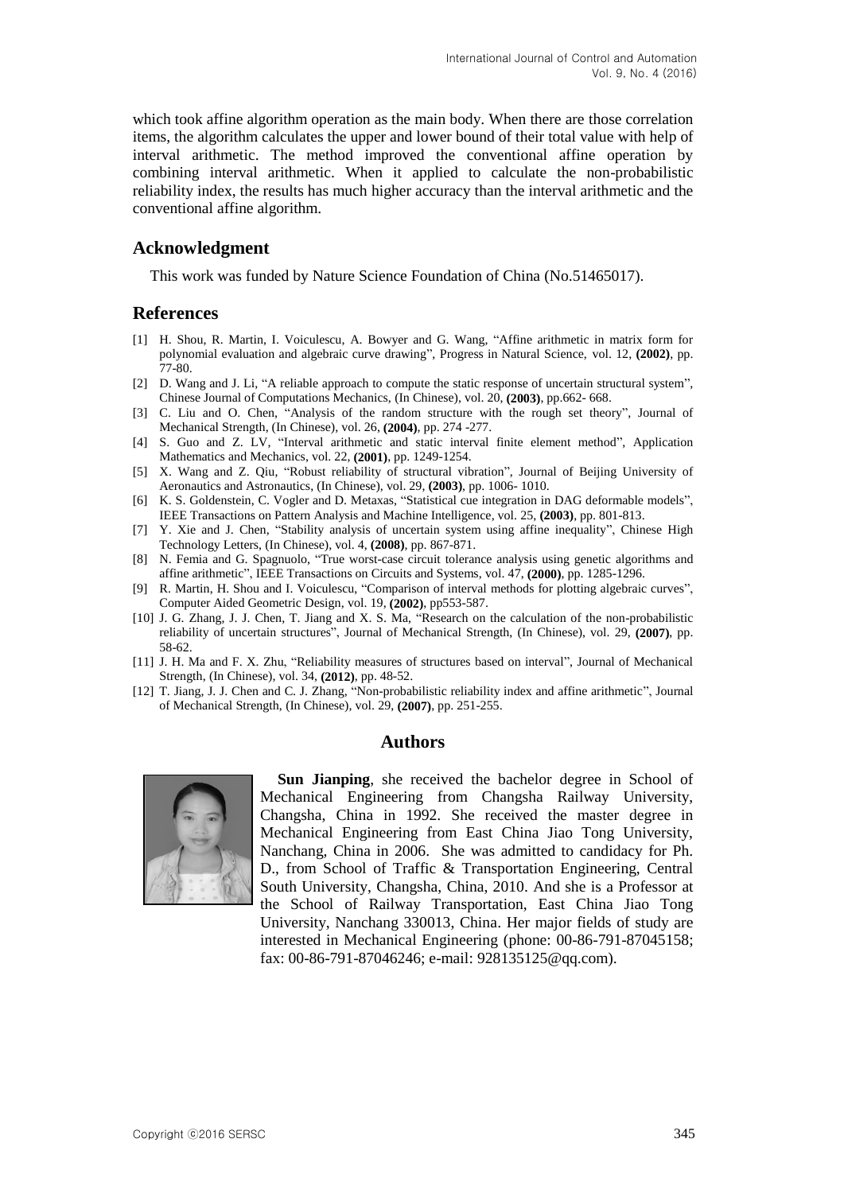which took affine algorithm operation as the main body. When there are those correlation items, the algorithm calculates the upper and lower bound of their total value with help of interval arithmetic. The method improved the conventional affine operation by combining interval arithmetic. When it applied to calculate the non-probabilistic reliability index, the results has much higher accuracy than the interval arithmetic and the conventional affine algorithm.

## Acknowledgment

This work was funded by Nature Science Foundation of China (No.51465017).

## References

[1] H. Shou, R. Martin, I. Voiculescu, A. Bowyer and G. Wang, "Affine arithmetic in matrix form for polynomial evaluation and algebraic curve drawing", Progress in Natural Science, vol. 12, **(2002)**, pp. 77-80.

[2] D. Wang and J. Li, "A reliable approach to compute the static response of uncertain structural system", Chinese Journal of Computations Mechanics, (In Chinese), vol. 20, **(2003)**, pp.662- 668.

[3] C. Liu and O. Chen, "Analysis of the random structure with the rough set theory", Journal of Mechanical Strength, (In Chinese), vol. 26, **(2004)**, pp. 274 -277.

[4] S. Guo and Z. LV, "Interval arithmetic and static interval finite element method", Application Mathematics and Mechanics, vol. 22, **(2001)**, pp. 1249-1254.

[5] X. Wang and Z. Qiu, "Robust reliability of structural vibration", Journal of Beijing University of Aeronautics and Astronautics, (In Chinese), vol. 29, **(2003)**, pp. 1006- 1010.

[6] K. S. Goldenstein, C. Vogler and D. Metaxas, "Statistical cue integration in DAG deformable models", IEEE Transactions on Pattern Analysis and Machine Intelligence, vol. 25, **(2003)**, pp. 801-813.

[7] Y. Xie and J. Chen, "Stability analysis of uncertain system using affine inequality", Chinese High Technology Letters, (In Chinese), vol. 4, **(2008)**, pp. 867-871.

[8] N. Femia and G. Spagnuolo, "True worst-case circuit tolerance analysis using genetic algorithms and affine arithmetic", IEEE Transactions on Circuits and Systems, vol. 47, **(2000)**, pp. 1285-1296.

[9] R. Martin, H. Shou and I. Voiculescu, "Comparison of interval methods for plotting algebraic curves", Computer Aided Geometric Design, vol. 19, **(2002)**, pp553-587.

[10] J. G. Zhang, J. J. Chen, T. Jiang and X. S. Ma, "Research on the calculation of the non-probabilistic reliability of uncertain structures", Journal of Mechanical Strength, (In Chinese), vol. 29, **(2007)**, pp. 58-62.

[11] J. H. Ma and F. X. Zhu, "Reliability measures of structures based on interval", Journal of Mechanical Strength, (In Chinese), vol. 34, **(2012)**, pp. 48-52.

[12] T. Jiang, J. J. Chen and C. J. Zhang, "Non-probabilistic reliability index and affine arithmetic", Journal of Mechanical Strength, (In Chinese), vol. 29, **(2007)**, pp. 251-255.

## Authors

**Sun Jianping**, she received the bachelor degree in School of Mechanical Engineering from Changsha Railway University, Changsha, China in 1992. She received the master degree in Mechanical Engineering from East China Jiao Tong University, Nanchang, China in 2006. She was admitted to candidacy for Ph. D., from School of Traffic & Transportation Engineering, Central South University, Changsha, China, 2010. And she is a Professor at the School of Railway Transportation, East China Jiao Tong University, Nanchang 330013, China. Her major fields of study are interested in Mechanical Engineering (phone: 00-86-791-87045158; fax: 00-86-791-87046246; e-mail: 928135125@qq.com).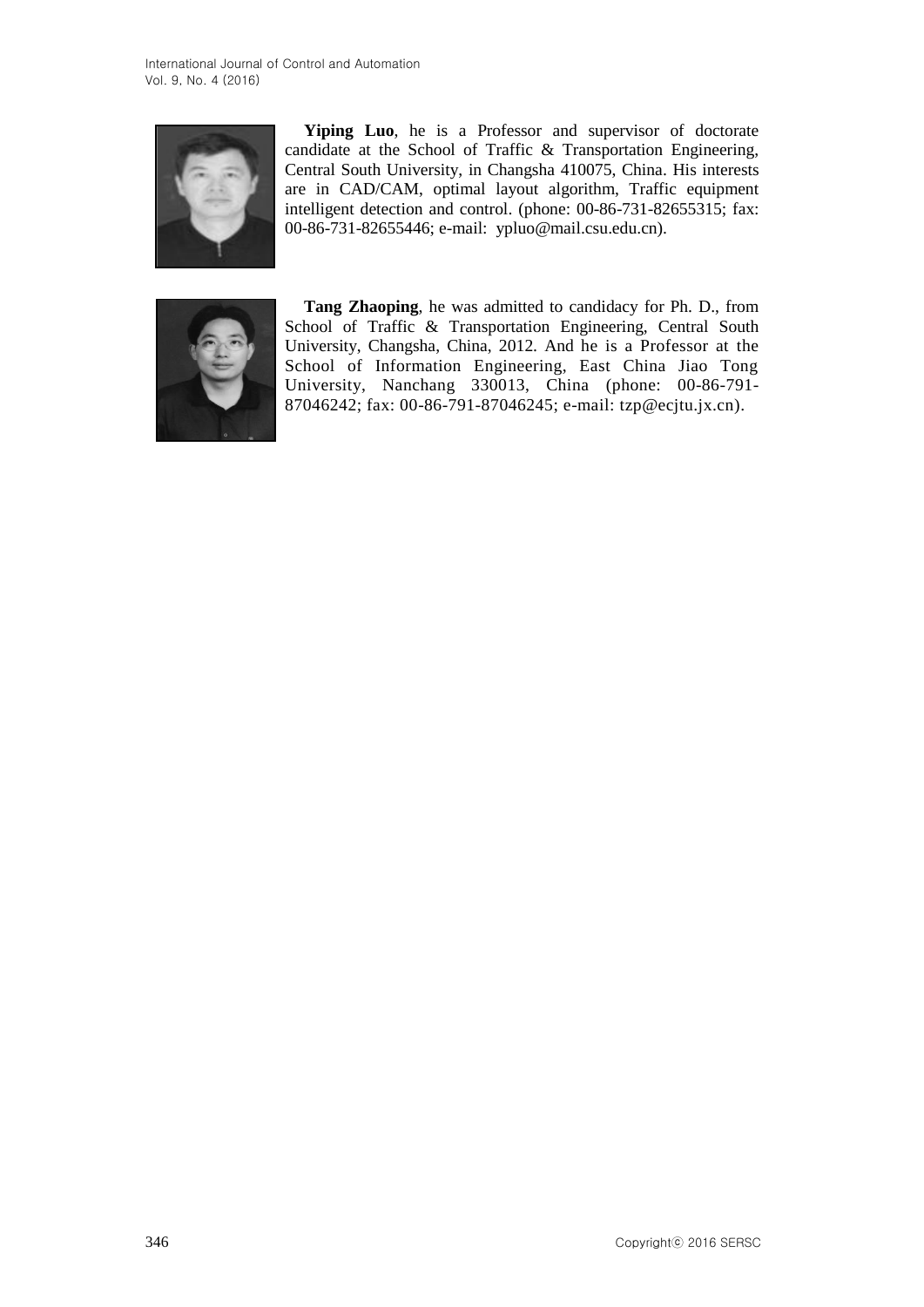**Yiping Luo**, he is a Professor and supervisor of doctorate candidate at the School of Traffic & Transportation Engineering, Central South University, in Changsha 410075, China. His interests are in CAD/CAM, optimal layout algorithm, Traffic equipment intelligent detection and control. (phone: 00-86-731-82655315; fax: 00-86-731-82655446; e-mail: ypluo@mail.csu.edu.cn).

**Tang Zhaoping**, he was admitted to candidacy for Ph. D., from School of Traffic & Transportation Engineering, Central South University, Changsha, China, 2012. And he is a Professor at the School of Information Engineering, East China Jiao Tong University, Nanchang 330013, China (phone: 00-86-791-87046242; fax: 00-86-791-87046245; e-mail: tzp@ecjtu.jx.cn).